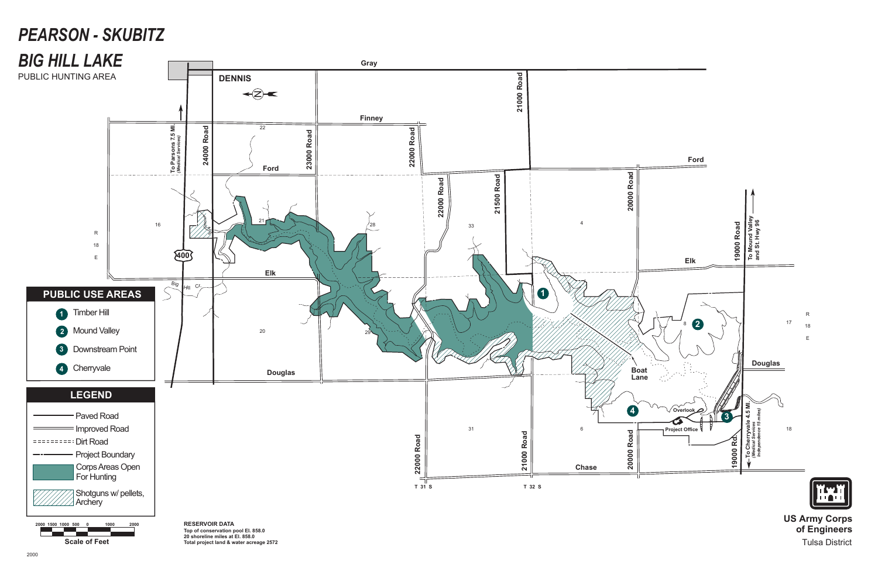# PEARSON - SKUBITZ BIG HILL LAKE

PUBLIC HUNTING AREA

## PUBLIC USE AREAS

1. Timber Hill
2. Mound Valley
3. Downstream Point
4. Cherryvale

## LEGEND

- Paved Road
- Improved Road
- Dirt Road
- Project Boundary
- Corps Areas Open For Hunting
- Shotguns w/ pellets, Archery

Scale of Feet: 2000 1500 1000 500 0 1000 2000

**RESERVOIR DATA**
**Top of conservation pool El. 858.0**
**20 shoreline miles at El. 858.0**
**Total project land & water acreage 2572**

DENNIS

Gray

Finney

Ford

Elk

Douglas

Chase

24000 Road

23000 Road

22000 Road

21500 Road

21000 Road

20000 Road

19000 Road

19000 Rd.

To Parsons 7.5 MI. *(Medical Services)*

To Mound Valley and St. Hwy 96

To Cherryvale 4.5 MI. *(Medical Services Independence 15 miles)*

400

Big Hill Cr.

Boat Lane

Overlook

Project Office

R 18 E

T 31 S

T 32 S

16, 21, 22, 20, 28, 29, 33, 4, 8, 17, 31, 6, 18

**US Army Corps of Engineers**
Tulsa District

2000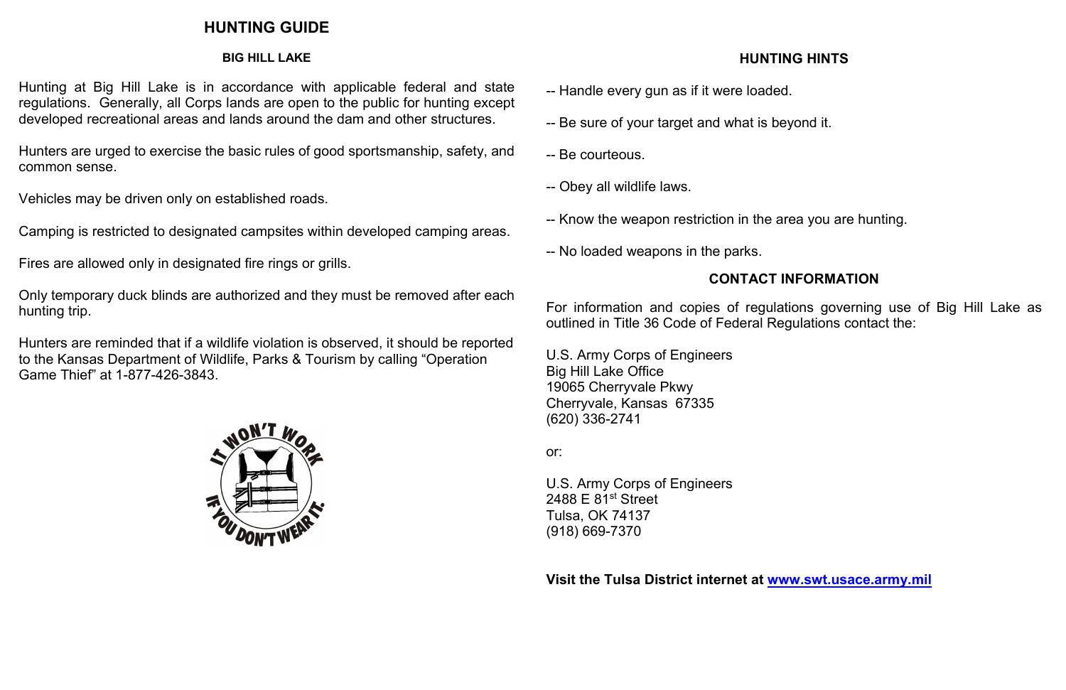# HUNTING GUIDE

## BIG HILL LAKE

Hunting at Big Hill Lake is in accordance with applicable federal and state regulations. Generally, all Corps lands are open to the public for hunting except developed recreational areas and lands around the dam and other structures.

Hunters are urged to exercise the basic rules of good sportsmanship, safety, and common sense.

Vehicles may be driven only on established roads.

Camping is restricted to designated campsites within developed camping areas.

Fires are allowed only in designated fire rings or grills.

Only temporary duck blinds are authorized and they must be removed after each hunting trip.

Hunters are reminded that if a wildlife violation is observed, it should be reported to the Kansas Department of Wildlife, Parks & Tourism by calling "Operation Game Thief" at 1-877-426-3843.

## HUNTING HINTS

-- Handle every gun as if it were loaded.

-- Be sure of your target and what is beyond it.

-- Be courteous.

-- Obey all wildlife laws.

-- Know the weapon restriction in the area you are hunting.

-- No loaded weapons in the parks.

## CONTACT INFORMATION

For information and copies of regulations governing use of Big Hill Lake as outlined in Title 36 Code of Federal Regulations contact the:

U.S. Army Corps of Engineers
Big Hill Lake Office
19065 Cherryvale Pkwy
Cherryvale, Kansas 67335
(620) 336-2741

or:

U.S. Army Corps of Engineers
2488 E 81st Street
Tulsa, OK 74137
(918) 669-7370

**Visit the Tulsa District internet at [www.swt.usace.army.mil](http://www.swt.usace.army.mil)**